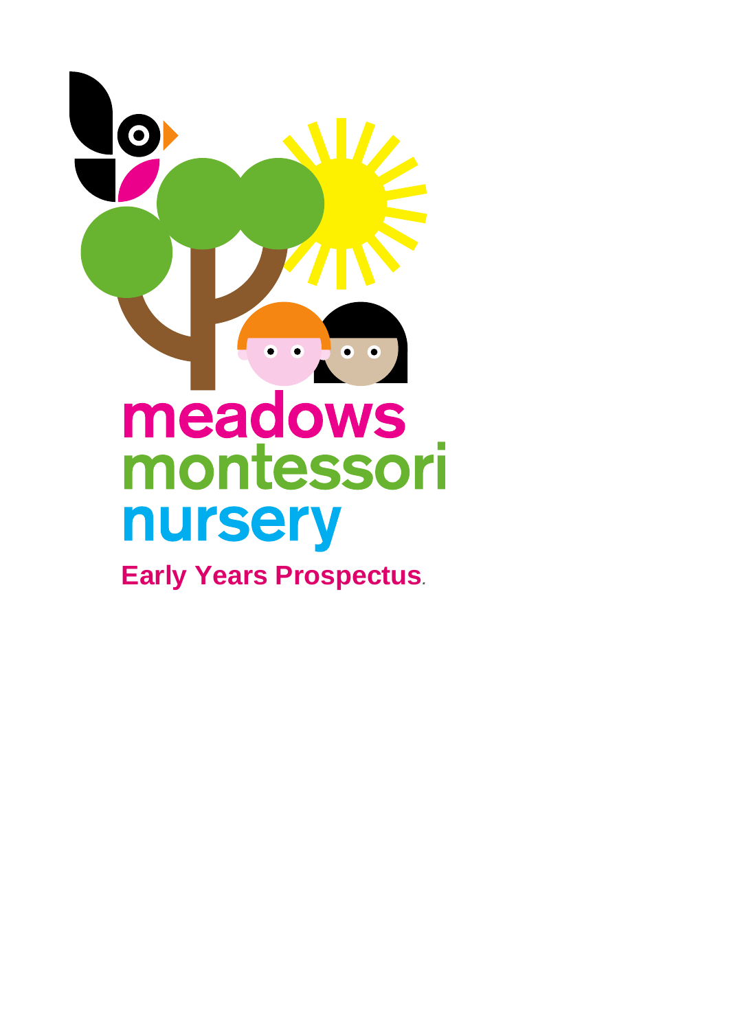# meadows montessori nursery

**Early Years Prospectus.**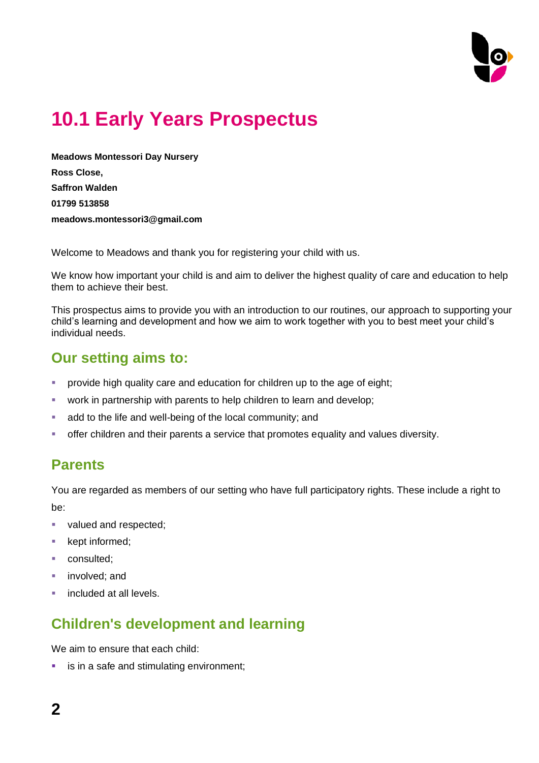# 10.1 Early Years Prospectus

**Meadows Montessori Day Nursery**
**Ross Close,**
**Saffron Walden**
**01799 513858**
**meadows.montessori3@gmail.com**

Welcome to Meadows and thank you for registering your child with us.

We know how important your child is and aim to deliver the highest quality of care and education to help them to achieve their best.

This prospectus aims to provide you with an introduction to our routines, our approach to supporting your child's learning and development and how we aim to work together with you to best meet your child's individual needs.

## Our setting aims to:

- provide high quality care and education for children up to the age of eight;
- work in partnership with parents to help children to learn and develop;
- add to the life and well-being of the local community; and
- offer children and their parents a service that promotes equality and values diversity.

## Parents

You are regarded as members of our setting who have full participatory rights. These include a right to be:

- valued and respected;
- kept informed;
- consulted;
- involved; and
- included at all levels.

## Children's development and learning

We aim to ensure that each child:

- is in a safe and stimulating environment;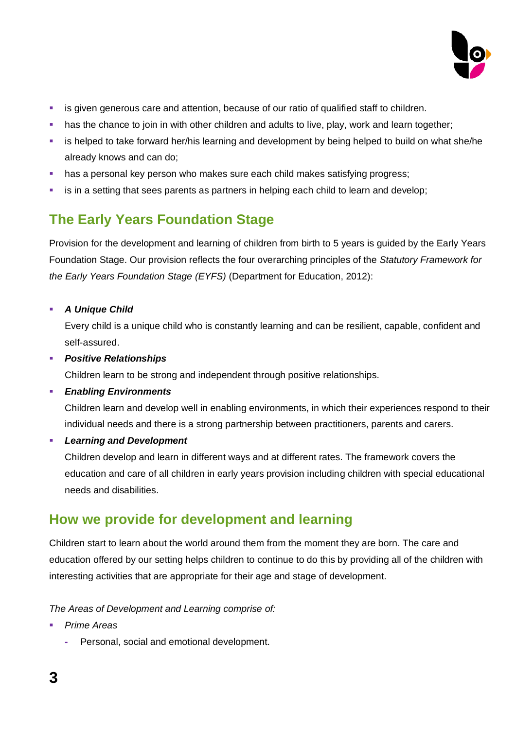- is given generous care and attention, because of our ratio of qualified staff to children.
- has the chance to join in with other children and adults to live, play, work and learn together;
- is helped to take forward her/his learning and development by being helped to build on what she/he already knows and can do;
- has a personal key person who makes sure each child makes satisfying progress;
- is in a setting that sees parents as partners in helping each child to learn and develop;

## The Early Years Foundation Stage

Provision for the development and learning of children from birth to 5 years is guided by the Early Years Foundation Stage. Our provision reflects the four overarching principles of the *Statutory Framework for the Early Years Foundation Stage (EYFS)* (Department for Education, 2012):

- ***A Unique Child***

  Every child is a unique child who is constantly learning and can be resilient, capable, confident and self-assured.

- ***Positive Relationships***

  Children learn to be strong and independent through positive relationships.

- ***Enabling Environments***

  Children learn and develop well in enabling environments, in which their experiences respond to their individual needs and there is a strong partnership between practitioners, parents and carers.

- ***Learning and Development***

  Children develop and learn in different ways and at different rates. The framework covers the education and care of all children in early years provision including children with special educational needs and disabilities.

## How we provide for development and learning

Children start to learn about the world around them from the moment they are born. The care and education offered by our setting helps children to continue to do this by providing all of the children with interesting activities that are appropriate for their age and stage of development.

*The Areas of Development and Learning comprise of:*

- *Prime Areas*
  - Personal, social and emotional development.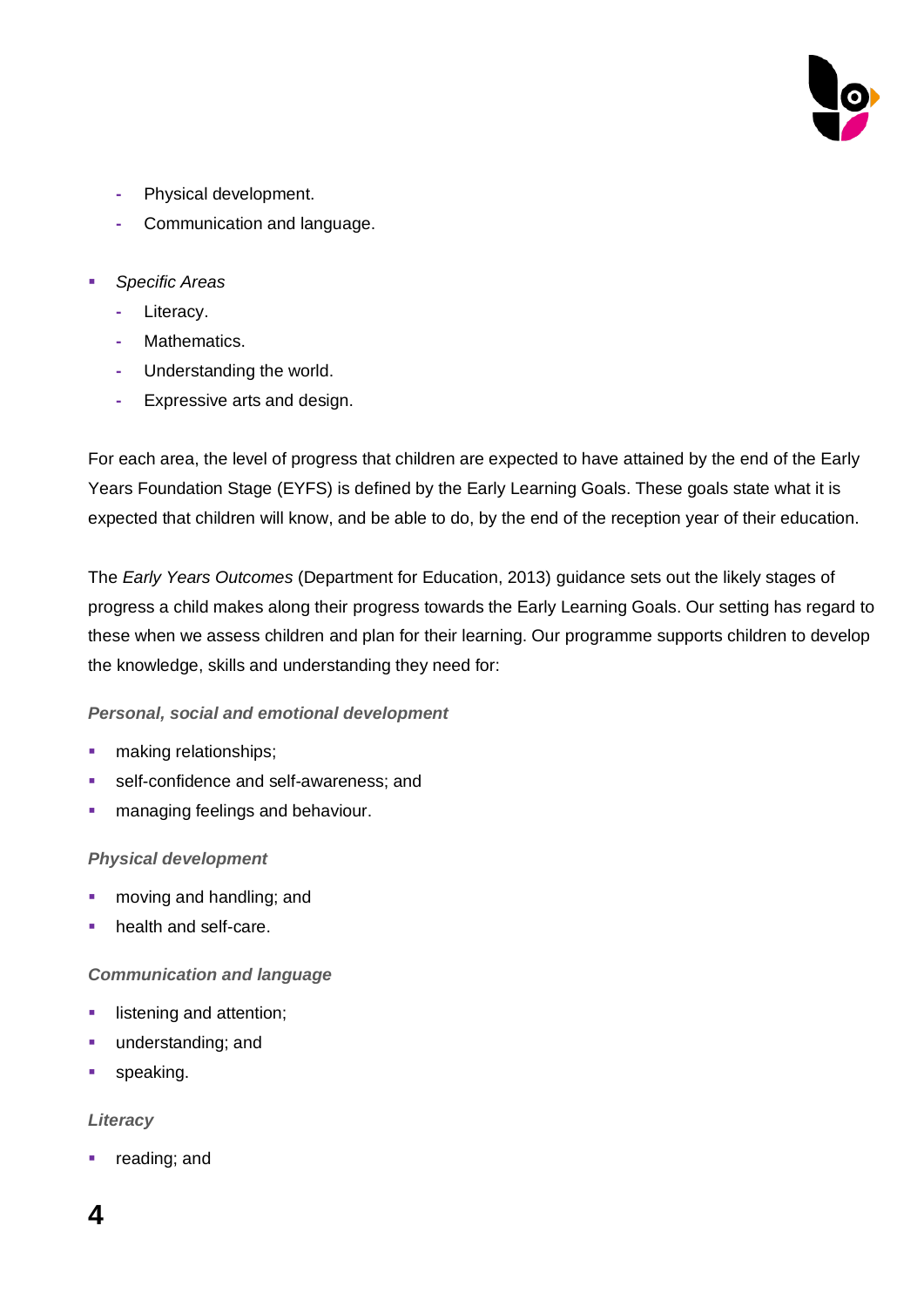- Physical development.
  - Communication and language.

- *Specific Areas*
  - Literacy.
  - Mathematics.
  - Understanding the world.
  - Expressive arts and design.

For each area, the level of progress that children are expected to have attained by the end of the Early Years Foundation Stage (EYFS) is defined by the Early Learning Goals. These goals state what it is expected that children will know, and be able to do, by the end of the reception year of their education.

The *Early Years Outcomes* (Department for Education, 2013) guidance sets out the likely stages of progress a child makes along their progress towards the Early Learning Goals. Our setting has regard to these when we assess children and plan for their learning. Our programme supports children to develop the knowledge, skills and understanding they need for:

***Personal, social and emotional development***

- making relationships;
- self-confidence and self-awareness; and
- managing feelings and behaviour.

***Physical development***

- moving and handling; and
- health and self-care.

***Communication and language***

- listening and attention;
- understanding; and
- speaking.

***Literacy***

- reading; and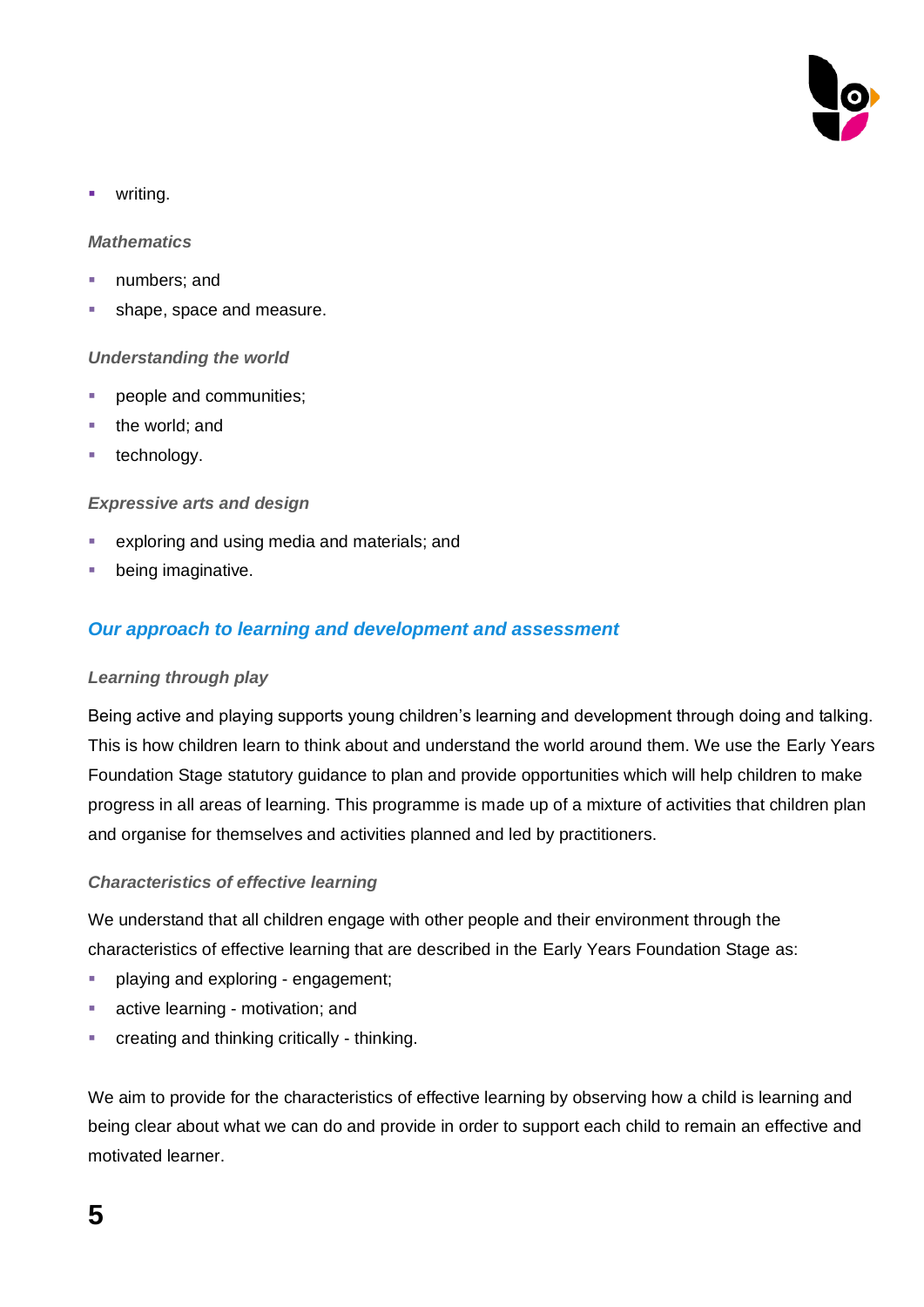- writing.

*Mathematics*

- numbers; and
- shape, space and measure.

*Understanding the world*

- people and communities;
- the world; and
- technology.

*Expressive arts and design*

- exploring and using media and materials; and
- being imaginative.

## *Our approach to learning and development and assessment*

### *Learning through play*

Being active and playing supports young children's learning and development through doing and talking. This is how children learn to think about and understand the world around them. We use the Early Years Foundation Stage statutory guidance to plan and provide opportunities which will help children to make progress in all areas of learning. This programme is made up of a mixture of activities that children plan and organise for themselves and activities planned and led by practitioners.

### *Characteristics of effective learning*

We understand that all children engage with other people and their environment through the characteristics of effective learning that are described in the Early Years Foundation Stage as:

- playing and exploring - engagement;
- active learning - motivation; and
- creating and thinking critically - thinking.

We aim to provide for the characteristics of effective learning by observing how a child is learning and being clear about what we can do and provide in order to support each child to remain an effective and motivated learner.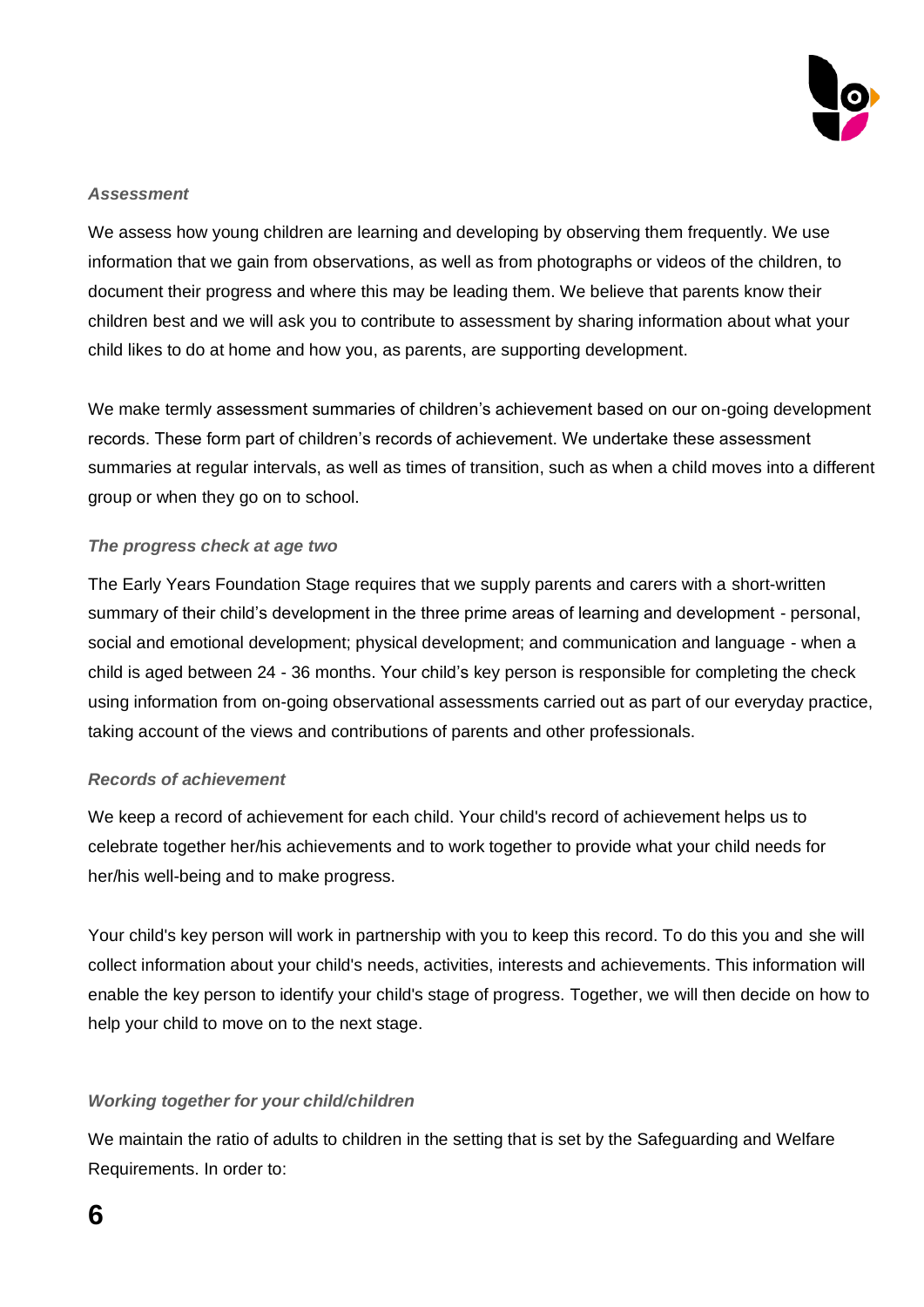*Assessment*

We assess how young children are learning and developing by observing them frequently. We use information that we gain from observations, as well as from photographs or videos of the children, to document their progress and where this may be leading them. We believe that parents know their children best and we will ask you to contribute to assessment by sharing information about what your child likes to do at home and how you, as parents, are supporting development.

We make termly assessment summaries of children's achievement based on our on-going development records. These form part of children's records of achievement. We undertake these assessment summaries at regular intervals, as well as times of transition, such as when a child moves into a different group or when they go on to school.

*The progress check at age two*

The Early Years Foundation Stage requires that we supply parents and carers with a short-written summary of their child's development in the three prime areas of learning and development - personal, social and emotional development; physical development; and communication and language - when a child is aged between 24 - 36 months. Your child's key person is responsible for completing the check using information from on-going observational assessments carried out as part of our everyday practice, taking account of the views and contributions of parents and other professionals.

*Records of achievement*

We keep a record of achievement for each child. Your child's record of achievement helps us to celebrate together her/his achievements and to work together to provide what your child needs for her/his well-being and to make progress.

Your child's key person will work in partnership with you to keep this record. To do this you and she will collect information about your child's needs, activities, interests and achievements. This information will enable the key person to identify your child's stage of progress. Together, we will then decide on how to help your child to move on to the next stage.

*Working together for your child/children*

We maintain the ratio of adults to children in the setting that is set by the Safeguarding and Welfare Requirements. In order to: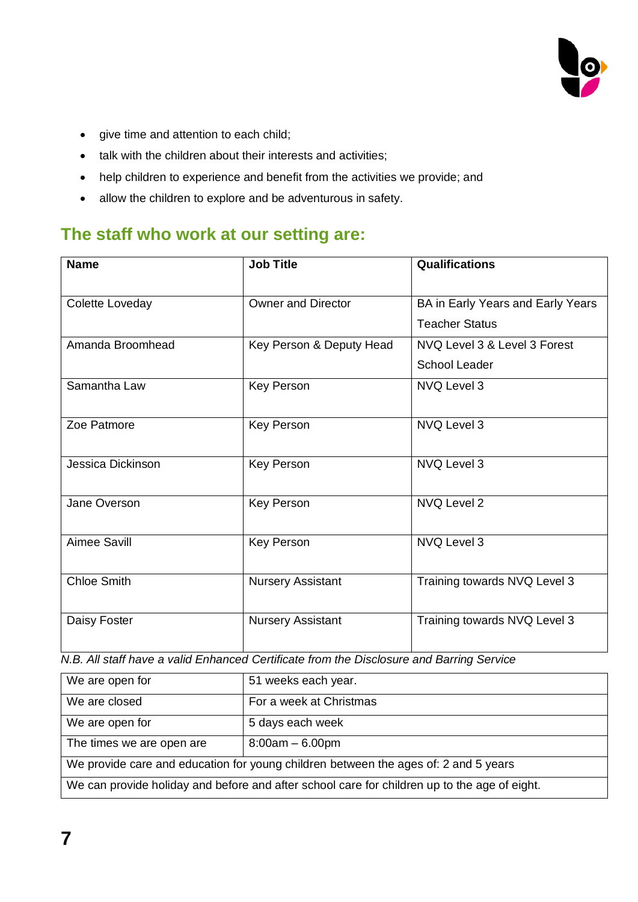- give time and attention to each child;
- talk with the children about their interests and activities;
- help children to experience and benefit from the activities we provide; and
- allow the children to explore and be adventurous in safety.

## The staff who work at our setting are:

| Name | Job Title | Qualifications |
|---|---|---|
| Colette Loveday | Owner and Director | BA in Early Years and Early Years Teacher Status |
| Amanda Broomhead | Key Person & Deputy Head | NVQ Level 3 & Level 3 Forest School Leader |
| Samantha Law | Key Person | NVQ Level 3 |
| Zoe Patmore | Key Person | NVQ Level 3 |
| Jessica Dickinson | Key Person | NVQ Level 3 |
| Jane Overson | Key Person | NVQ Level 2 |
| Aimee Savill | Key Person | NVQ Level 3 |
| Chloe Smith | Nursery Assistant | Training towards NVQ Level 3 |
| Daisy Foster | Nursery Assistant | Training towards NVQ Level 3 |

*N.B. All staff have a valid Enhanced Certificate from the Disclosure and Barring Service*

| | |
|---|---|
| We are open for | 51 weeks each year. |
| We are closed | For a week at Christmas |
| We are open for | 5 days each week |
| The times we are open are | 8:00am – 6.00pm |
| We provide care and education for young children between the ages of: 2 and 5 years | |
| We can provide holiday and before and after school care for children up to the age of eight. | |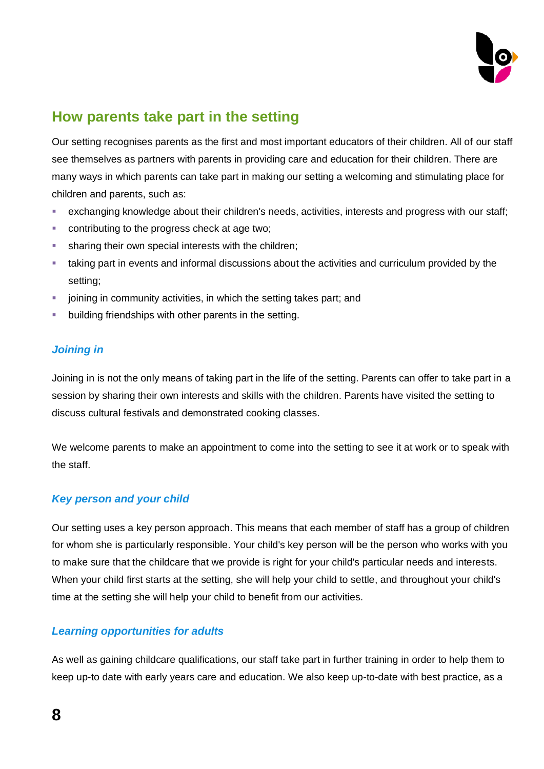## How parents take part in the setting

Our setting recognises parents as the first and most important educators of their children. All of our staff see themselves as partners with parents in providing care and education for their children. There are many ways in which parents can take part in making our setting a welcoming and stimulating place for children and parents, such as:

- exchanging knowledge about their children's needs, activities, interests and progress with our staff;
- contributing to the progress check at age two;
- sharing their own special interests with the children;
- taking part in events and informal discussions about the activities and curriculum provided by the setting;
- joining in community activities, in which the setting takes part; and
- building friendships with other parents in the setting.

### *Joining in*

Joining in is not the only means of taking part in the life of the setting. Parents can offer to take part in a session by sharing their own interests and skills with the children. Parents have visited the setting to discuss cultural festivals and demonstrated cooking classes.

We welcome parents to make an appointment to come into the setting to see it at work or to speak with the staff.

### *Key person and your child*

Our setting uses a key person approach. This means that each member of staff has a group of children for whom she is particularly responsible. Your child's key person will be the person who works with you to make sure that the childcare that we provide is right for your child's particular needs and interests. When your child first starts at the setting, she will help your child to settle, and throughout your child's time at the setting she will help your child to benefit from our activities.

### *Learning opportunities for adults*

As well as gaining childcare qualifications, our staff take part in further training in order to help them to keep up-to date with early years care and education. We also keep up-to-date with best practice, as a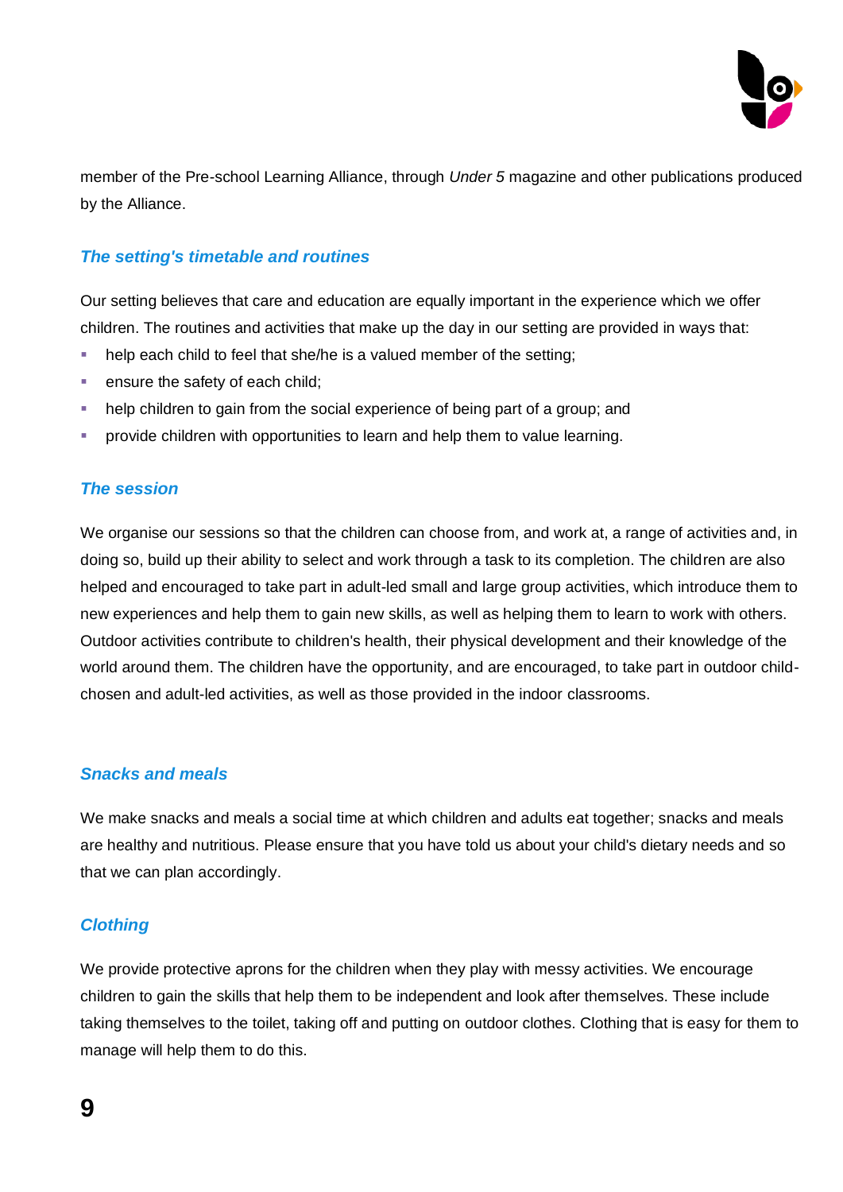member of the Pre-school Learning Alliance, through *Under 5* magazine and other publications produced by the Alliance.

### *The setting's timetable and routines*

Our setting believes that care and education are equally important in the experience which we offer children. The routines and activities that make up the day in our setting are provided in ways that:

- help each child to feel that she/he is a valued member of the setting;
- ensure the safety of each child;
- help children to gain from the social experience of being part of a group; and
- provide children with opportunities to learn and help them to value learning.

### *The session*

We organise our sessions so that the children can choose from, and work at, a range of activities and, in doing so, build up their ability to select and work through a task to its completion. The children are also helped and encouraged to take part in adult-led small and large group activities, which introduce them to new experiences and help them to gain new skills, as well as helping them to learn to work with others. Outdoor activities contribute to children's health, their physical development and their knowledge of the world around them. The children have the opportunity, and are encouraged, to take part in outdoor child-chosen and adult-led activities, as well as those provided in the indoor classrooms.

### *Snacks and meals*

We make snacks and meals a social time at which children and adults eat together; snacks and meals are healthy and nutritious. Please ensure that you have told us about your child's dietary needs and so that we can plan accordingly.

### *Clothing*

We provide protective aprons for the children when they play with messy activities. We encourage children to gain the skills that help them to be independent and look after themselves. These include taking themselves to the toilet, taking off and putting on outdoor clothes. Clothing that is easy for them to manage will help them to do this.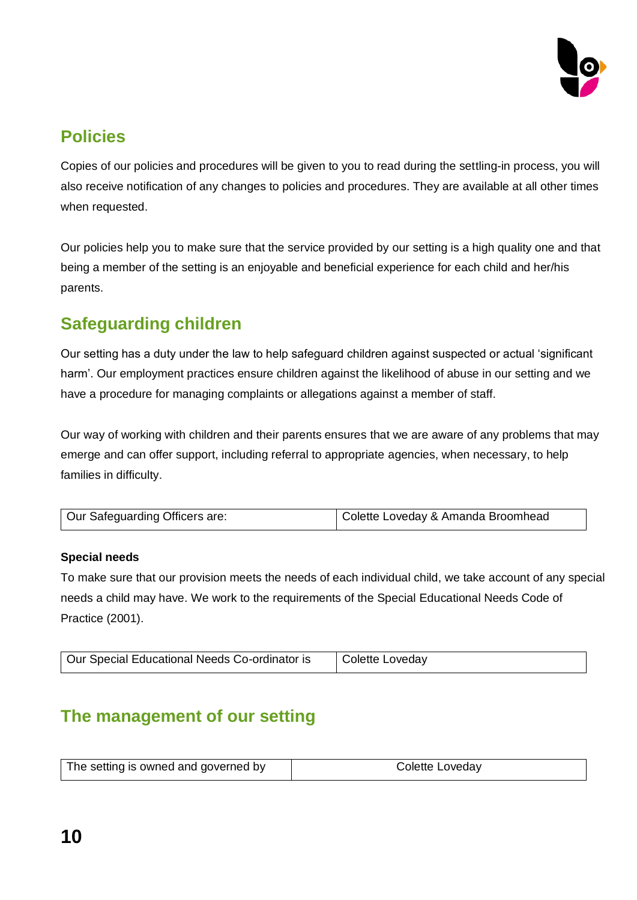## Policies

Copies of our policies and procedures will be given to you to read during the settling-in process, you will also receive notification of any changes to policies and procedures. They are available at all other times when requested.

Our policies help you to make sure that the service provided by our setting is a high quality one and that being a member of the setting is an enjoyable and beneficial experience for each child and her/his parents.

## Safeguarding children

Our setting has a duty under the law to help safeguard children against suspected or actual 'significant harm'. Our employment practices ensure children against the likelihood of abuse in our setting and we have a procedure for managing complaints or allegations against a member of staff.

Our way of working with children and their parents ensures that we are aware of any problems that may emerge and can offer support, including referral to appropriate agencies, when necessary, to help families in difficulty.

| Our Safeguarding Officers are: | Colette Loveday & Amanda Broomhead |
|---|---|

**Special needs**

To make sure that our provision meets the needs of each individual child, we take account of any special needs a child may have. We work to the requirements of the Special Educational Needs Code of Practice (2001).

| Our Special Educational Needs Co-ordinator is | Colette Loveday |
|---|---|

## The management of our setting

| The setting is owned and governed by | Colette Loveday |
|---|---|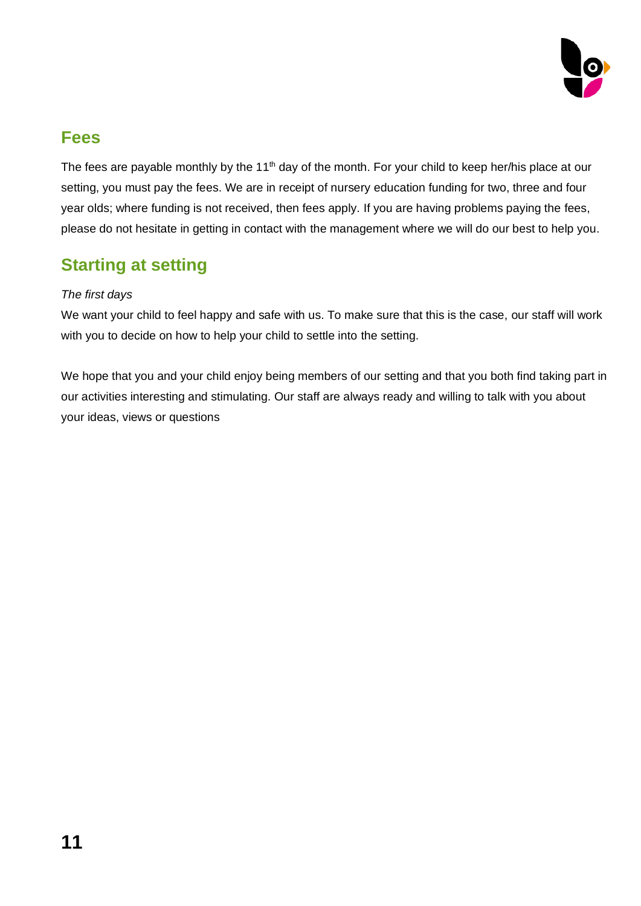## Fees

The fees are payable monthly by the 11th day of the month. For your child to keep her/his place at our setting, you must pay the fees. We are in receipt of nursery education funding for two, three and four year olds; where funding is not received, then fees apply. If you are having problems paying the fees, please do not hesitate in getting in contact with the management where we will do our best to help you.

## Starting at setting

*The first days*

We want your child to feel happy and safe with us. To make sure that this is the case, our staff will work with you to decide on how to help your child to settle into the setting.

We hope that you and your child enjoy being members of our setting and that you both find taking part in our activities interesting and stimulating. Our staff are always ready and willing to talk with you about your ideas, views or questions